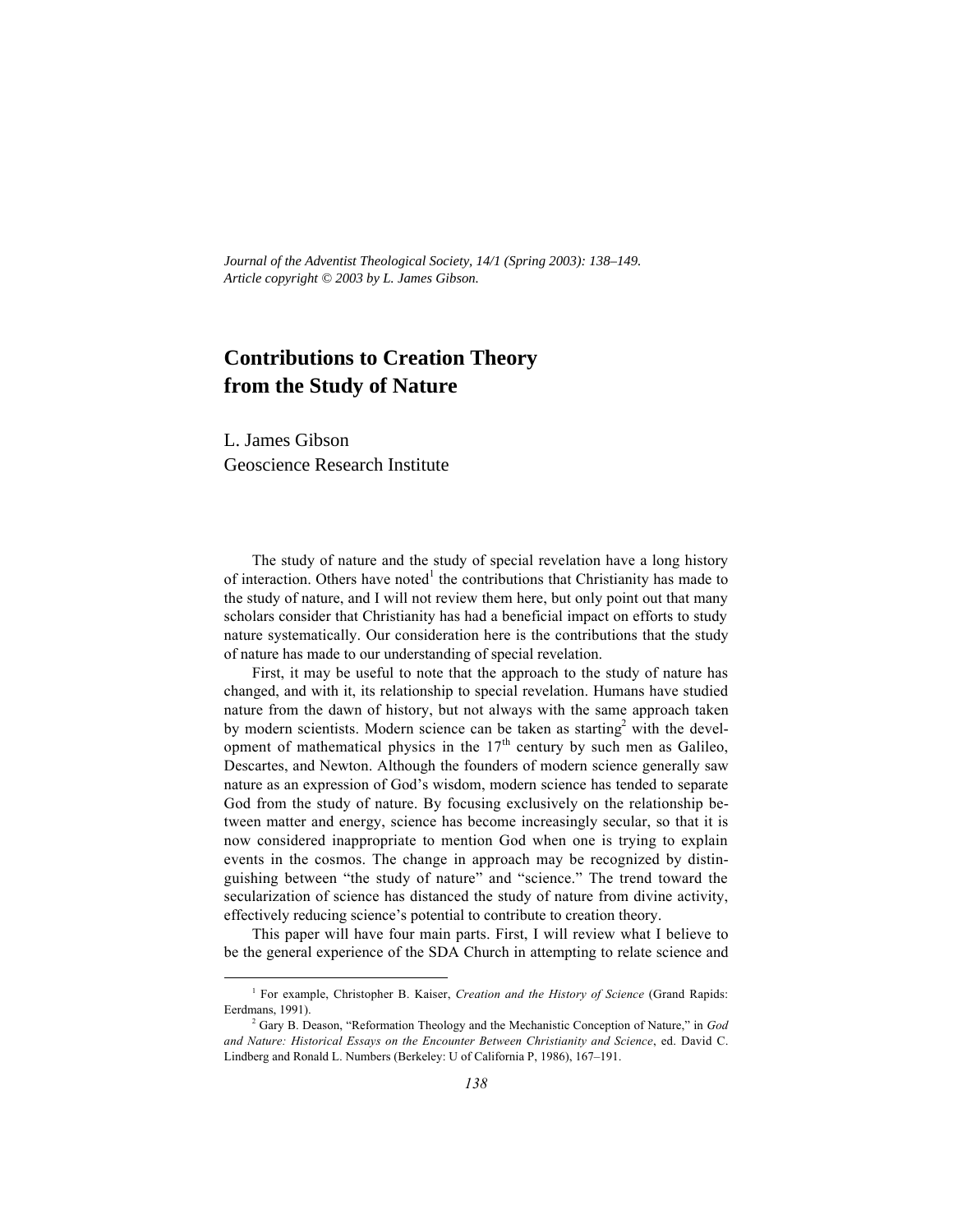*Journal of the Adventist Theological Society, 14/1 (Spring 2003): 138–149.*
*Article copyright © 2003 by L. James Gibson.*

# Contributions to Creation Theory from the Study of Nature

L. James Gibson
Geoscience Research Institute

The study of nature and the study of special revelation have a long history of interaction. Others have noted[1] the contributions that Christianity has made to the study of nature, and I will not review them here, but only point out that many scholars consider that Christianity has had a beneficial impact on efforts to study nature systematically. Our consideration here is the contributions that the study of nature has made to our understanding of special revelation.

First, it may be useful to note that the approach to the study of nature has changed, and with it, its relationship to special revelation. Humans have studied nature from the dawn of history, but not always with the same approach taken by modern scientists. Modern science can be taken as starting[2] with the development of mathematical physics in the 17th century by such men as Galileo, Descartes, and Newton. Although the founders of modern science generally saw nature as an expression of God's wisdom, modern science has tended to separate God from the study of nature. By focusing exclusively on the relationship between matter and energy, science has become increasingly secular, so that it is now considered inappropriate to mention God when one is trying to explain events in the cosmos. The change in approach may be recognized by distinguishing between "the study of nature" and "science." The trend toward the secularization of science has distanced the study of nature from divine activity, effectively reducing science's potential to contribute to creation theory.

This paper will have four main parts. First, I will review what I believe to be the general experience of the SDA Church in attempting to relate science and

---

[1] For example, Christopher B. Kaiser, *Creation and the History of Science* (Grand Rapids: Eerdmans, 1991).

[2] Gary B. Deason, "Reformation Theology and the Mechanistic Conception of Nature," in *God and Nature: Historical Essays on the Encounter Between Christianity and Science*, ed. David C. Lindberg and Ronald L. Numbers (Berkeley: U of California P, 1986), 167–191.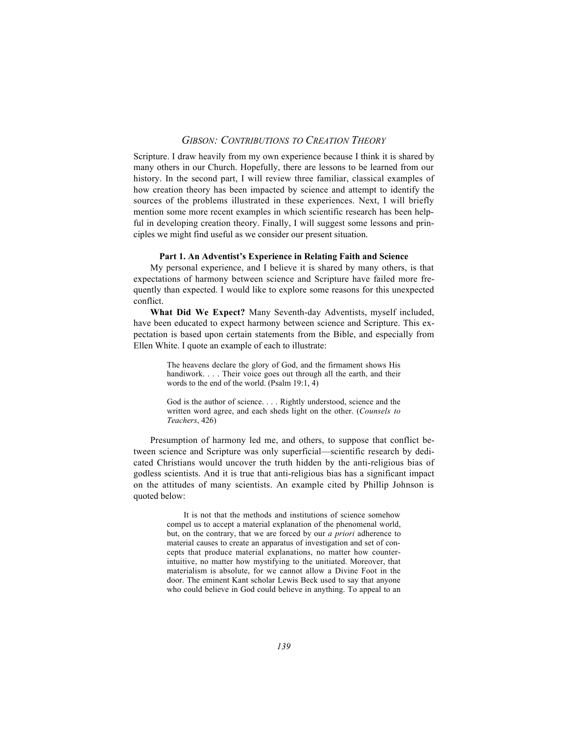Scripture. I draw heavily from my own experience because I think it is shared by many others in our Church. Hopefully, there are lessons to be learned from our history. In the second part, I will review three familiar, classical examples of how creation theory has been impacted by science and attempt to identify the sources of the problems illustrated in these experiences. Next, I will briefly mention some more recent examples in which scientific research has been helpful in developing creation theory. Finally, I will suggest some lessons and principles we might find useful as we consider our present situation.

### Part 1. An Adventist's Experience in Relating Faith and Science

My personal experience, and I believe it is shared by many others, is that expectations of harmony between science and Scripture have failed more frequently than expected. I would like to explore some reasons for this unexpected conflict.

**What Did We Expect?** Many Seventh-day Adventists, myself included, have been educated to expect harmony between science and Scripture. This expectation is based upon certain statements from the Bible, and especially from Ellen White. I quote an example of each to illustrate:

> The heavens declare the glory of God, and the firmament shows His handiwork. . . . Their voice goes out through all the earth, and their words to the end of the world. (Psalm 19:1, 4)

> God is the author of science. . . . Rightly understood, science and the written word agree, and each sheds light on the other. (*Counsels to Teachers*, 426)

Presumption of harmony led me, and others, to suppose that conflict between science and Scripture was only superficial—scientific research by dedicated Christians would uncover the truth hidden by the anti-religious bias of godless scientists. And it is true that anti-religious bias has a significant impact on the attitudes of many scientists. An example cited by Phillip Johnson is quoted below:

> It is not that the methods and institutions of science somehow compel us to accept a material explanation of the phenomenal world, but, on the contrary, that we are forced by our *a priori* adherence to material causes to create an apparatus of investigation and set of concepts that produce material explanations, no matter how counter-intuitive, no matter how mystifying to the unitiated. Moreover, that materialism is absolute, for we cannot allow a Divine Foot in the door. The eminent Kant scholar Lewis Beck used to say that anyone who could believe in God could believe in anything. To appeal to an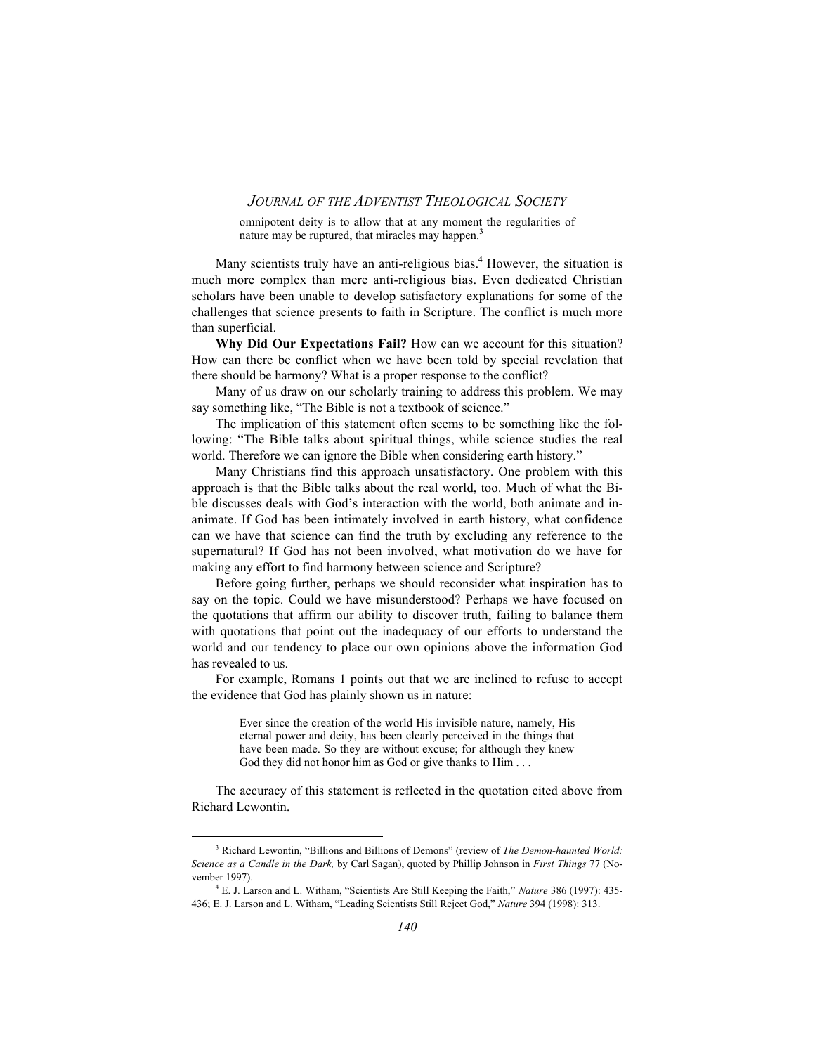> omnipotent deity is to allow that at any moment the regularities of nature may be ruptured, that miracles may happen.[3]

Many scientists truly have an anti-religious bias.[4] However, the situation is much more complex than mere anti-religious bias. Even dedicated Christian scholars have been unable to develop satisfactory explanations for some of the challenges that science presents to faith in Scripture. The conflict is much more than superficial.

**Why Did Our Expectations Fail?** How can we account for this situation? How can there be conflict when we have been told by special revelation that there should be harmony? What is a proper response to the conflict?

Many of us draw on our scholarly training to address this problem. We may say something like, "The Bible is not a textbook of science."

The implication of this statement often seems to be something like the following: "The Bible talks about spiritual things, while science studies the real world. Therefore we can ignore the Bible when considering earth history."

Many Christians find this approach unsatisfactory. One problem with this approach is that the Bible talks about the real world, too. Much of what the Bible discusses deals with God's interaction with the world, both animate and inanimate. If God has been intimately involved in earth history, what confidence can we have that science can find the truth by excluding any reference to the supernatural? If God has not been involved, what motivation do we have for making any effort to find harmony between science and Scripture?

Before going further, perhaps we should reconsider what inspiration has to say on the topic. Could we have misunderstood? Perhaps we have focused on the quotations that affirm our ability to discover truth, failing to balance them with quotations that point out the inadequacy of our efforts to understand the world and our tendency to place our own opinions above the information God has revealed to us.

For example, Romans 1 points out that we are inclined to refuse to accept the evidence that God has plainly shown us in nature:

> Ever since the creation of the world His invisible nature, namely, His eternal power and deity, has been clearly perceived in the things that have been made. So they are without excuse; for although they knew God they did not honor him as God or give thanks to Him . . .

The accuracy of this statement is reflected in the quotation cited above from Richard Lewontin.

---

[3] Richard Lewontin, "Billions and Billions of Demons" (review of *The Demon-haunted World: Science as a Candle in the Dark,* by Carl Sagan), quoted by Phillip Johnson in *First Things* 77 (November 1997).

[4] E. J. Larson and L. Witham, "Scientists Are Still Keeping the Faith," *Nature* 386 (1997): 435-436; E. J. Larson and L. Witham, "Leading Scientists Still Reject God," *Nature* 394 (1998): 313.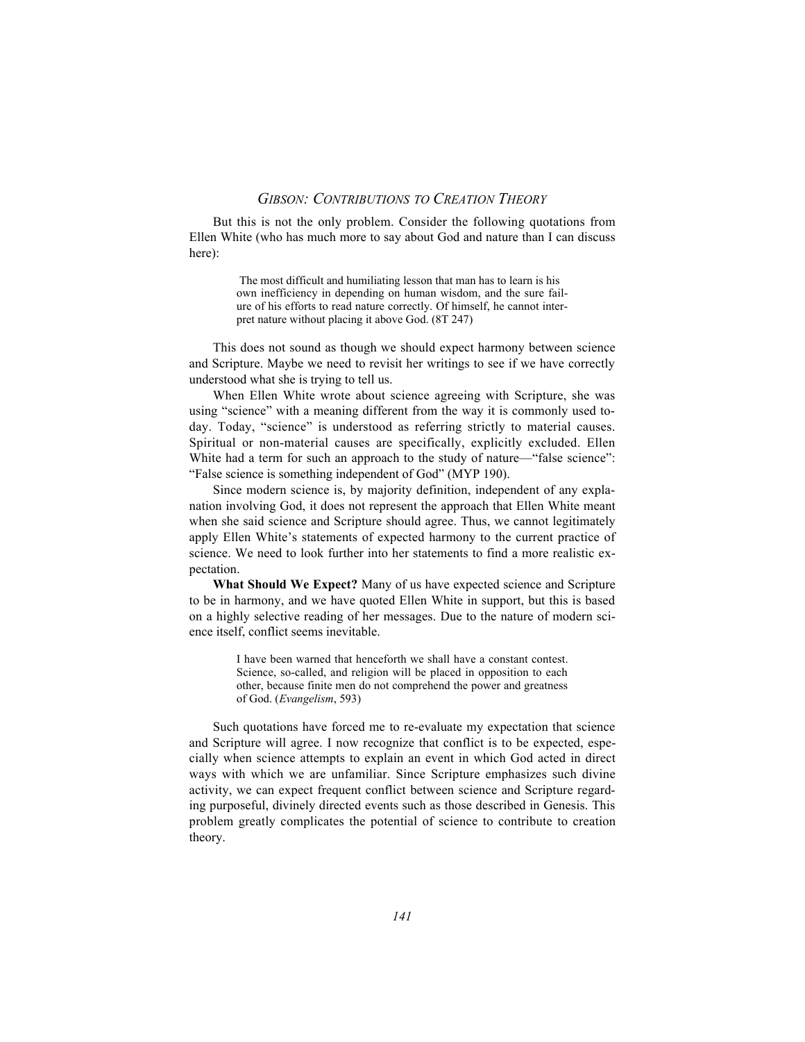But this is not the only problem. Consider the following quotations from Ellen White (who has much more to say about God and nature than I can discuss here):

> The most difficult and humiliating lesson that man has to learn is his own inefficiency in depending on human wisdom, and the sure failure of his efforts to read nature correctly. Of himself, he cannot interpret nature without placing it above God. (8T 247)

This does not sound as though we should expect harmony between science and Scripture. Maybe we need to revisit her writings to see if we have correctly understood what she is trying to tell us.

When Ellen White wrote about science agreeing with Scripture, she was using "science" with a meaning different from the way it is commonly used today. Today, "science" is understood as referring strictly to material causes. Spiritual or non-material causes are specifically, explicitly excluded. Ellen White had a term for such an approach to the study of nature—"false science": "False science is something independent of God" (MYP 190).

Since modern science is, by majority definition, independent of any explanation involving God, it does not represent the approach that Ellen White meant when she said science and Scripture should agree. Thus, we cannot legitimately apply Ellen White's statements of expected harmony to the current practice of science. We need to look further into her statements to find a more realistic expectation.

**What Should We Expect?** Many of us have expected science and Scripture to be in harmony, and we have quoted Ellen White in support, but this is based on a highly selective reading of her messages. Due to the nature of modern science itself, conflict seems inevitable.

> I have been warned that henceforth we shall have a constant contest. Science, so-called, and religion will be placed in opposition to each other, because finite men do not comprehend the power and greatness of God. (*Evangelism*, 593)

Such quotations have forced me to re-evaluate my expectation that science and Scripture will agree. I now recognize that conflict is to be expected, especially when science attempts to explain an event in which God acted in direct ways with which we are unfamiliar. Since Scripture emphasizes such divine activity, we can expect frequent conflict between science and Scripture regarding purposeful, divinely directed events such as those described in Genesis. This problem greatly complicates the potential of science to contribute to creation theory.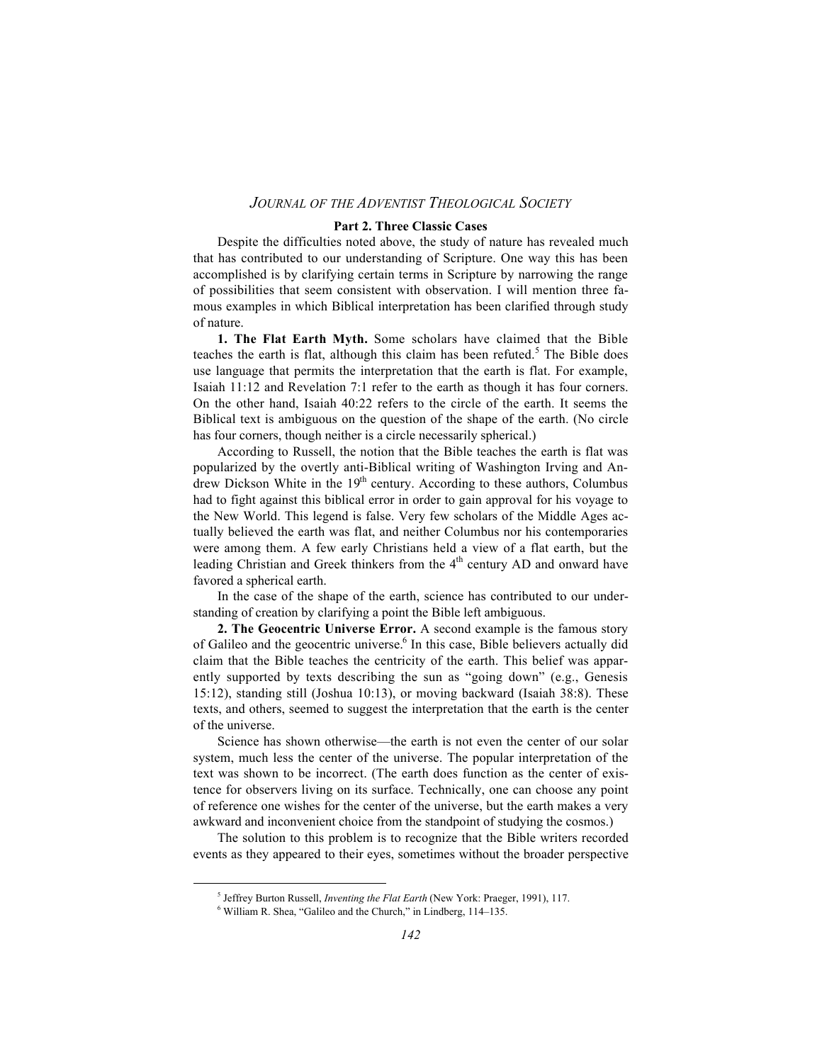### Part 2. Three Classic Cases

Despite the difficulties noted above, the study of nature has revealed much that has contributed to our understanding of Scripture. One way this has been accomplished is by clarifying certain terms in Scripture by narrowing the range of possibilities that seem consistent with observation. I will mention three famous examples in which Biblical interpretation has been clarified through study of nature.

**1. The Flat Earth Myth.** Some scholars have claimed that the Bible teaches the earth is flat, although this claim has been refuted.[5] The Bible does use language that permits the interpretation that the earth is flat. For example, Isaiah 11:12 and Revelation 7:1 refer to the earth as though it has four corners. On the other hand, Isaiah 40:22 refers to the circle of the earth. It seems the Biblical text is ambiguous on the question of the shape of the earth. (No circle has four corners, though neither is a circle necessarily spherical.)

According to Russell, the notion that the Bible teaches the earth is flat was popularized by the overtly anti-Biblical writing of Washington Irving and Andrew Dickson White in the 19th century. According to these authors, Columbus had to fight against this biblical error in order to gain approval for his voyage to the New World. This legend is false. Very few scholars of the Middle Ages actually believed the earth was flat, and neither Columbus nor his contemporaries were among them. A few early Christians held a view of a flat earth, but the leading Christian and Greek thinkers from the 4th century AD and onward have favored a spherical earth.

In the case of the shape of the earth, science has contributed to our understanding of creation by clarifying a point the Bible left ambiguous.

**2. The Geocentric Universe Error.** A second example is the famous story of Galileo and the geocentric universe.[6] In this case, Bible believers actually did claim that the Bible teaches the centricity of the earth. This belief was apparently supported by texts describing the sun as "going down" (e.g., Genesis 15:12), standing still (Joshua 10:13), or moving backward (Isaiah 38:8). These texts, and others, seemed to suggest the interpretation that the earth is the center of the universe.

Science has shown otherwise—the earth is not even the center of our solar system, much less the center of the universe. The popular interpretation of the text was shown to be incorrect. (The earth does function as the center of existence for observers living on its surface. Technically, one can choose any point of reference one wishes for the center of the universe, but the earth makes a very awkward and inconvenient choice from the standpoint of studying the cosmos.)

The solution to this problem is to recognize that the Bible writers recorded events as they appeared to their eyes, sometimes without the broader perspective

---

[5] Jeffrey Burton Russell, *Inventing the Flat Earth* (New York: Praeger, 1991), 117.

[6] William R. Shea, "Galileo and the Church," in Lindberg, 114–135.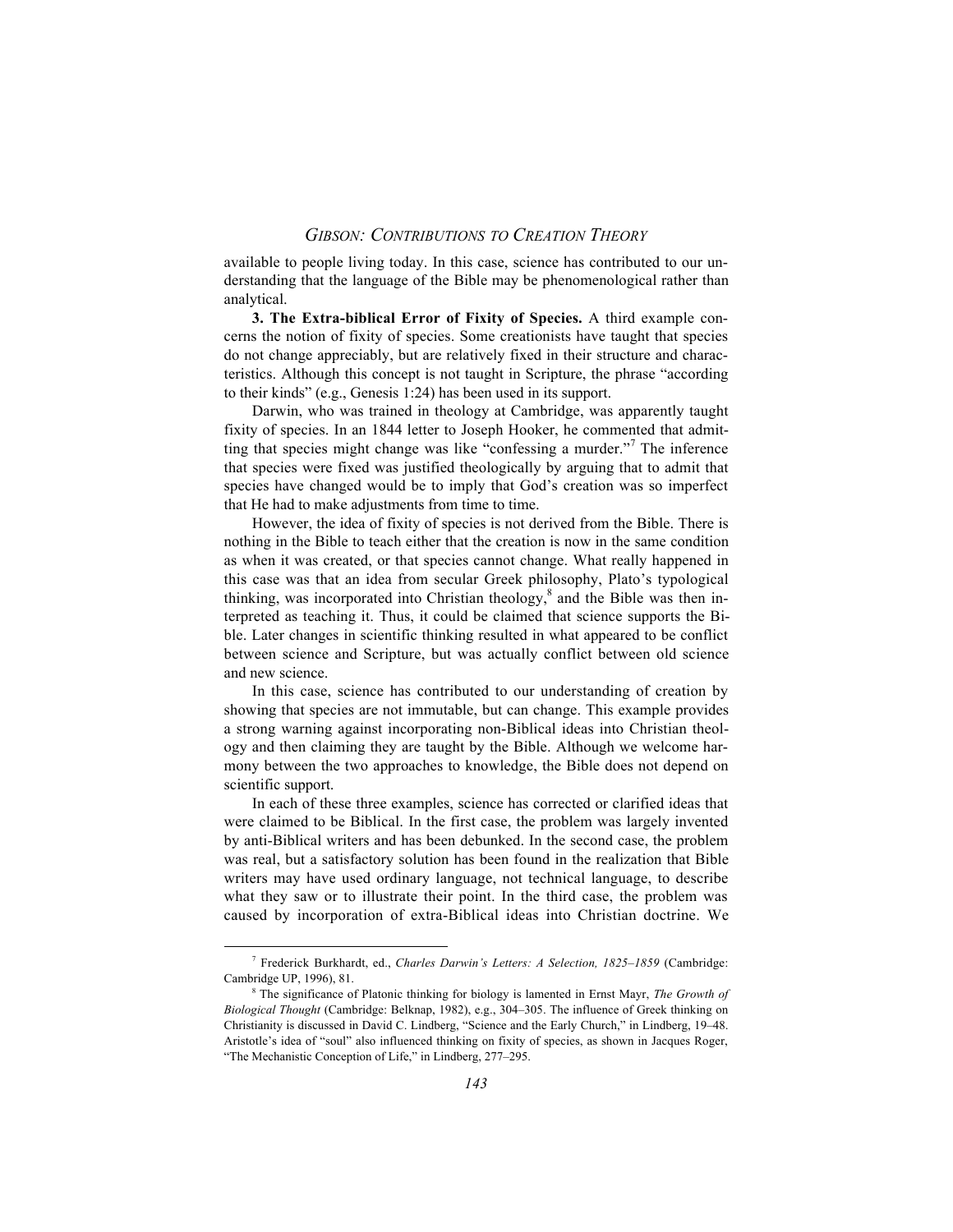available to people living today. In this case, science has contributed to our understanding that the language of the Bible may be phenomenological rather than analytical.

**3. The Extra-biblical Error of Fixity of Species.** A third example concerns the notion of fixity of species. Some creationists have taught that species do not change appreciably, but are relatively fixed in their structure and characteristics. Although this concept is not taught in Scripture, the phrase "according to their kinds" (e.g., Genesis 1:24) has been used in its support.

Darwin, who was trained in theology at Cambridge, was apparently taught fixity of species. In an 1844 letter to Joseph Hooker, he commented that admitting that species might change was like "confessing a murder."[7] The inference that species were fixed was justified theologically by arguing that to admit that species have changed would be to imply that God's creation was so imperfect that He had to make adjustments from time to time.

However, the idea of fixity of species is not derived from the Bible. There is nothing in the Bible to teach either that the creation is now in the same condition as when it was created, or that species cannot change. What really happened in this case was that an idea from secular Greek philosophy, Plato's typological thinking, was incorporated into Christian theology,[8] and the Bible was then interpreted as teaching it. Thus, it could be claimed that science supports the Bible. Later changes in scientific thinking resulted in what appeared to be conflict between science and Scripture, but was actually conflict between old science and new science.

In this case, science has contributed to our understanding of creation by showing that species are not immutable, but can change. This example provides a strong warning against incorporating non-Biblical ideas into Christian theology and then claiming they are taught by the Bible. Although we welcome harmony between the two approaches to knowledge, the Bible does not depend on scientific support.

In each of these three examples, science has corrected or clarified ideas that were claimed to be Biblical. In the first case, the problem was largely invented by anti-Biblical writers and has been debunked. In the second case, the problem was real, but a satisfactory solution has been found in the realization that Bible writers may have used ordinary language, not technical language, to describe what they saw or to illustrate their point. In the third case, the problem was caused by incorporation of extra-Biblical ideas into Christian doctrine. We

---

[7] Frederick Burkhardt, ed., *Charles Darwin's Letters: A Selection, 1825–1859* (Cambridge: Cambridge UP, 1996), 81.

[8] The significance of Platonic thinking for biology is lamented in Ernst Mayr, *The Growth of Biological Thought* (Cambridge: Belknap, 1982), e.g., 304–305. The influence of Greek thinking on Christianity is discussed in David C. Lindberg, "Science and the Early Church," in Lindberg, 19–48. Aristotle's idea of "soul" also influenced thinking on fixity of species, as shown in Jacques Roger, "The Mechanistic Conception of Life," in Lindberg, 277–295.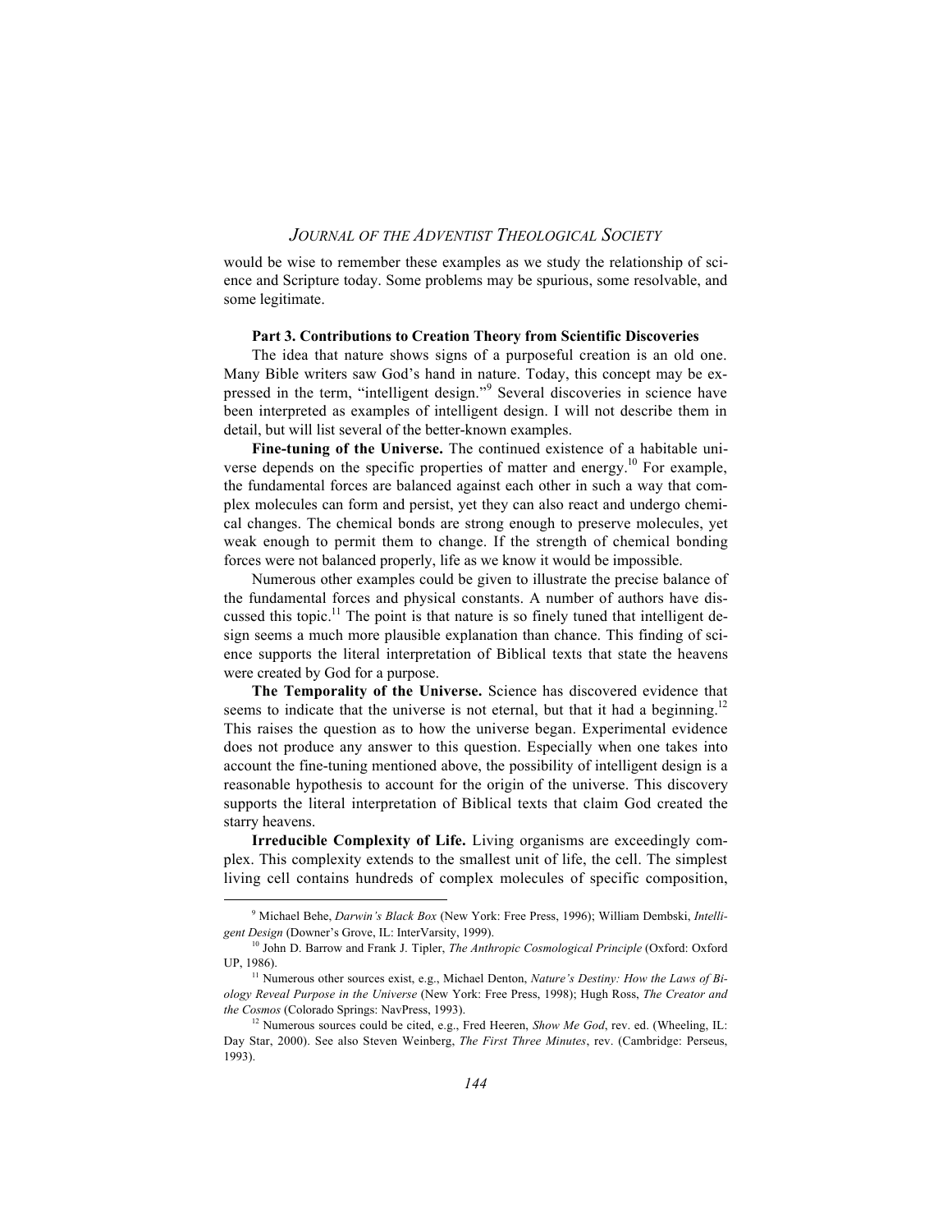would be wise to remember these examples as we study the relationship of science and Scripture today. Some problems may be spurious, some resolvable, and some legitimate.

### Part 3. Contributions to Creation Theory from Scientific Discoveries

The idea that nature shows signs of a purposeful creation is an old one. Many Bible writers saw God's hand in nature. Today, this concept may be expressed in the term, "intelligent design."[9] Several discoveries in science have been interpreted as examples of intelligent design. I will not describe them in detail, but will list several of the better-known examples.

**Fine-tuning of the Universe.** The continued existence of a habitable universe depends on the specific properties of matter and energy.[10] For example, the fundamental forces are balanced against each other in such a way that complex molecules can form and persist, yet they can also react and undergo chemical changes. The chemical bonds are strong enough to preserve molecules, yet weak enough to permit them to change. If the strength of chemical bonding forces were not balanced properly, life as we know it would be impossible.

Numerous other examples could be given to illustrate the precise balance of the fundamental forces and physical constants. A number of authors have discussed this topic.[11] The point is that nature is so finely tuned that intelligent design seems a much more plausible explanation than chance. This finding of science supports the literal interpretation of Biblical texts that state the heavens were created by God for a purpose.

**The Temporality of the Universe.** Science has discovered evidence that seems to indicate that the universe is not eternal, but that it had a beginning.[12] This raises the question as to how the universe began. Experimental evidence does not produce any answer to this question. Especially when one takes into account the fine-tuning mentioned above, the possibility of intelligent design is a reasonable hypothesis to account for the origin of the universe. This discovery supports the literal interpretation of Biblical texts that claim God created the starry heavens.

**Irreducible Complexity of Life.** Living organisms are exceedingly complex. This complexity extends to the smallest unit of life, the cell. The simplest living cell contains hundreds of complex molecules of specific composition,

---

[9] Michael Behe, *Darwin's Black Box* (New York: Free Press, 1996); William Dembski, *Intelligent Design* (Downer's Grove, IL: InterVarsity, 1999).

[10] John D. Barrow and Frank J. Tipler, *The Anthropic Cosmological Principle* (Oxford: Oxford UP, 1986).

[11] Numerous other sources exist, e.g., Michael Denton, *Nature's Destiny: How the Laws of Biology Reveal Purpose in the Universe* (New York: Free Press, 1998); Hugh Ross, *The Creator and the Cosmos* (Colorado Springs: NavPress, 1993).

[12] Numerous sources could be cited, e.g., Fred Heeren, *Show Me God*, rev. ed. (Wheeling, IL: Day Star, 2000). See also Steven Weinberg, *The First Three Minutes*, rev. (Cambridge: Perseus, 1993).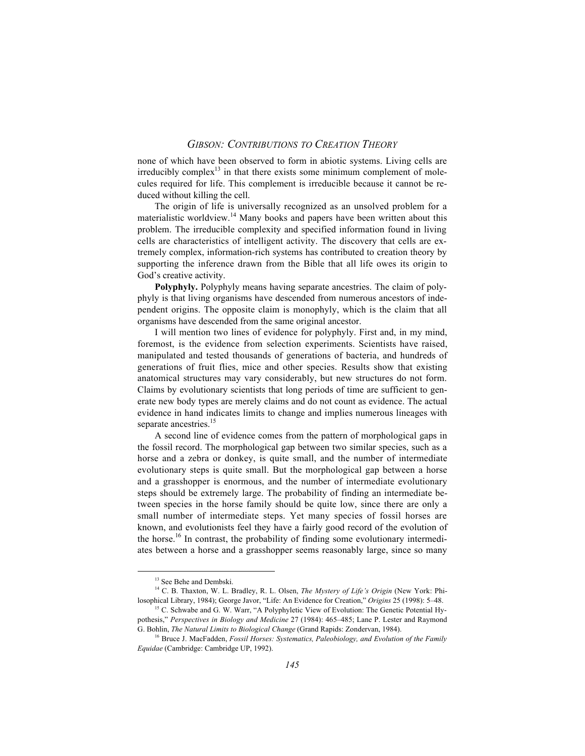none of which have been observed to form in abiotic systems. Living cells are irreducibly complex[13] in that there exists some minimum complement of molecules required for life. This complement is irreducible because it cannot be reduced without killing the cell.

The origin of life is universally recognized as an unsolved problem for a materialistic worldview.[14] Many books and papers have been written about this problem. The irreducible complexity and specified information found in living cells are characteristics of intelligent activity. The discovery that cells are extremely complex, information-rich systems has contributed to creation theory by supporting the inference drawn from the Bible that all life owes its origin to God's creative activity.

**Polyphyly.** Polyphyly means having separate ancestries. The claim of polyphyly is that living organisms have descended from numerous ancestors of independent origins. The opposite claim is monophyly, which is the claim that all organisms have descended from the same original ancestor.

I will mention two lines of evidence for polyphyly. First and, in my mind, foremost, is the evidence from selection experiments. Scientists have raised, manipulated and tested thousands of generations of bacteria, and hundreds of generations of fruit flies, mice and other species. Results show that existing anatomical structures may vary considerably, but new structures do not form. Claims by evolutionary scientists that long periods of time are sufficient to generate new body types are merely claims and do not count as evidence. The actual evidence in hand indicates limits to change and implies numerous lineages with separate ancestries.[15]

A second line of evidence comes from the pattern of morphological gaps in the fossil record. The morphological gap between two similar species, such as a horse and a zebra or donkey, is quite small, and the number of intermediate evolutionary steps is quite small. But the morphological gap between a horse and a grasshopper is enormous, and the number of intermediate evolutionary steps should be extremely large. The probability of finding an intermediate between species in the horse family should be quite low, since there are only a small number of intermediate steps. Yet many species of fossil horses are known, and evolutionists feel they have a fairly good record of the evolution of the horse.[16] In contrast, the probability of finding some evolutionary intermediates between a horse and a grasshopper seems reasonably large, since so many

---

[13] See Behe and Dembski.

[14] C. B. Thaxton, W. L. Bradley, R. L. Olsen, *The Mystery of Life's Origin* (New York: Philosophical Library, 1984); George Javor, "Life: An Evidence for Creation," *Origins* 25 (1998): 5–48.

[15] C. Schwabe and G. W. Warr, "A Polyphyletic View of Evolution: The Genetic Potential Hypothesis," *Perspectives in Biology and Medicine* 27 (1984): 465–485; Lane P. Lester and Raymond G. Bohlin, *The Natural Limits to Biological Change* (Grand Rapids: Zondervan, 1984).

[16] Bruce J. MacFadden, *Fossil Horses: Systematics, Paleobiology, and Evolution of the Family Equidae* (Cambridge: Cambridge UP, 1992).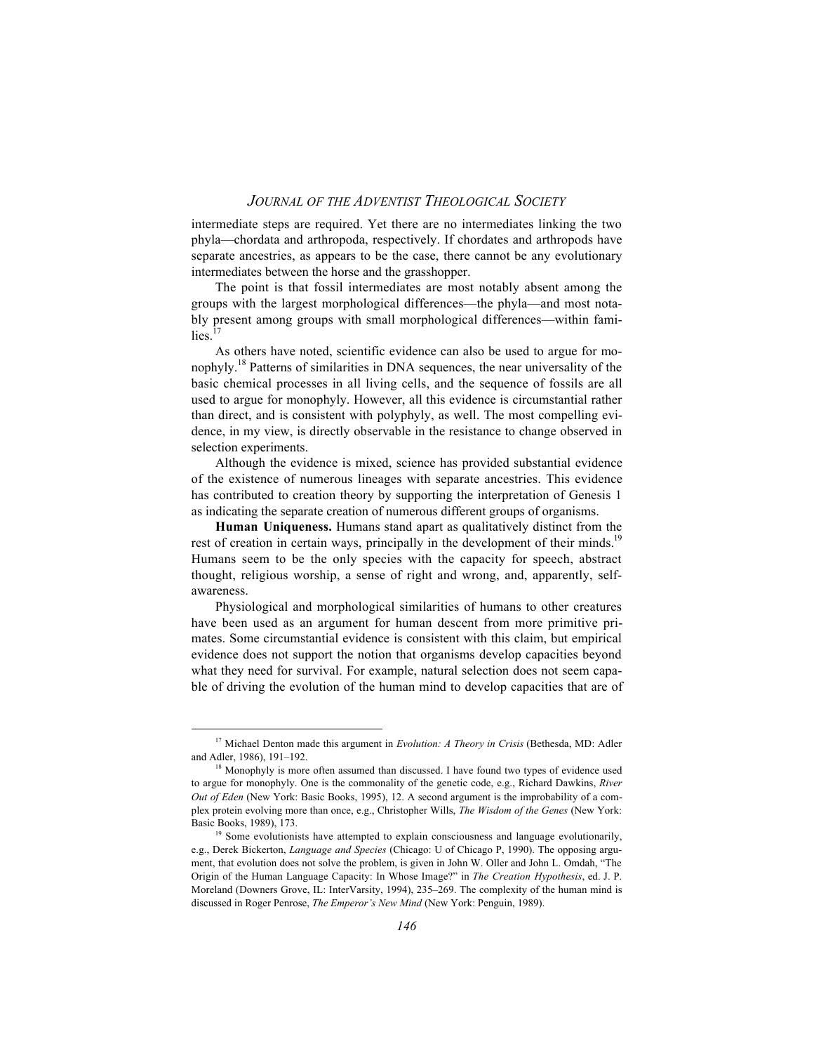intermediate steps are required. Yet there are no intermediates linking the two phyla—chordata and arthropoda, respectively. If chordates and arthropods have separate ancestries, as appears to be the case, there cannot be any evolutionary intermediates between the horse and the grasshopper.

The point is that fossil intermediates are most notably absent among the groups with the largest morphological differences—the phyla—and most notably present among groups with small morphological differences—within families.[17]

As others have noted, scientific evidence can also be used to argue for monophyly.[18] Patterns of similarities in DNA sequences, the near universality of the basic chemical processes in all living cells, and the sequence of fossils are all used to argue for monophyly. However, all this evidence is circumstantial rather than direct, and is consistent with polyphyly, as well. The most compelling evidence, in my view, is directly observable in the resistance to change observed in selection experiments.

Although the evidence is mixed, science has provided substantial evidence of the existence of numerous lineages with separate ancestries. This evidence has contributed to creation theory by supporting the interpretation of Genesis 1 as indicating the separate creation of numerous different groups of organisms.

**Human Uniqueness.** Humans stand apart as qualitatively distinct from the rest of creation in certain ways, principally in the development of their minds.[19] Humans seem to be the only species with the capacity for speech, abstract thought, religious worship, a sense of right and wrong, and, apparently, self-awareness.

Physiological and morphological similarities of humans to other creatures have been used as an argument for human descent from more primitive primates. Some circumstantial evidence is consistent with this claim, but empirical evidence does not support the notion that organisms develop capacities beyond what they need for survival. For example, natural selection does not seem capable of driving the evolution of the human mind to develop capacities that are of

---

[17] Michael Denton made this argument in *Evolution: A Theory in Crisis* (Bethesda, MD: Adler and Adler, 1986), 191–192.

[18] Monophyly is more often assumed than discussed. I have found two types of evidence used to argue for monophyly. One is the commonality of the genetic code, e.g., Richard Dawkins, *River Out of Eden* (New York: Basic Books, 1995), 12. A second argument is the improbability of a complex protein evolving more than once, e.g., Christopher Wills, *The Wisdom of the Genes* (New York: Basic Books, 1989), 173.

[19] Some evolutionists have attempted to explain consciousness and language evolutionarily, e.g., Derek Bickerton, *Language and Species* (Chicago: U of Chicago P, 1990). The opposing argument, that evolution does not solve the problem, is given in John W. Oller and John L. Omdah, "The Origin of the Human Language Capacity: In Whose Image?" in *The Creation Hypothesis*, ed. J. P. Moreland (Downers Grove, IL: InterVarsity, 1994), 235–269. The complexity of the human mind is discussed in Roger Penrose, *The Emperor's New Mind* (New York: Penguin, 1989).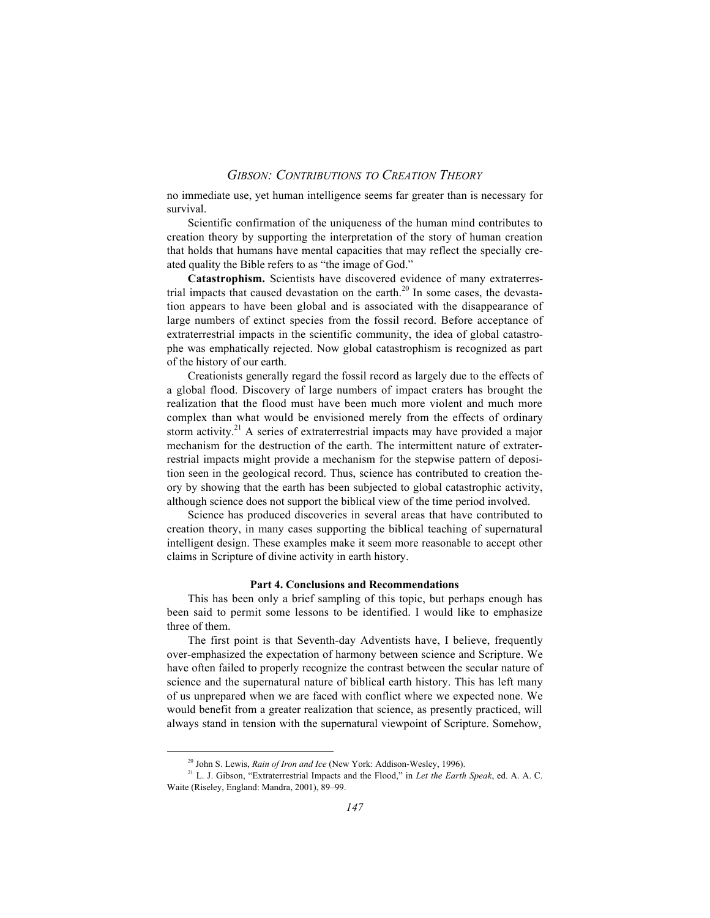no immediate use, yet human intelligence seems far greater than is necessary for survival.

Scientific confirmation of the uniqueness of the human mind contributes to creation theory by supporting the interpretation of the story of human creation that holds that humans have mental capacities that may reflect the specially created quality the Bible refers to as "the image of God."

**Catastrophism.** Scientists have discovered evidence of many extraterrestrial impacts that caused devastation on the earth.[20] In some cases, the devastation appears to have been global and is associated with the disappearance of large numbers of extinct species from the fossil record. Before acceptance of extraterrestrial impacts in the scientific community, the idea of global catastrophe was emphatically rejected. Now global catastrophism is recognized as part of the history of our earth.

Creationists generally regard the fossil record as largely due to the effects of a global flood. Discovery of large numbers of impact craters has brought the realization that the flood must have been much more violent and much more complex than what would be envisioned merely from the effects of ordinary storm activity.[21] A series of extraterrestrial impacts may have provided a major mechanism for the destruction of the earth. The intermittent nature of extraterrestrial impacts might provide a mechanism for the stepwise pattern of deposition seen in the geological record. Thus, science has contributed to creation theory by showing that the earth has been subjected to global catastrophic activity, although science does not support the biblical view of the time period involved.

Science has produced discoveries in several areas that have contributed to creation theory, in many cases supporting the biblical teaching of supernatural intelligent design. These examples make it seem more reasonable to accept other claims in Scripture of divine activity in earth history.

## Part 4. Conclusions and Recommendations

This has been only a brief sampling of this topic, but perhaps enough has been said to permit some lessons to be identified. I would like to emphasize three of them.

The first point is that Seventh-day Adventists have, I believe, frequently over-emphasized the expectation of harmony between science and Scripture. We have often failed to properly recognize the contrast between the secular nature of science and the supernatural nature of biblical earth history. This has left many of us unprepared when we are faced with conflict where we expected none. We would benefit from a greater realization that science, as presently practiced, will always stand in tension with the supernatural viewpoint of Scripture. Somehow,

---

[20] John S. Lewis, *Rain of Iron and Ice* (New York: Addison-Wesley, 1996).

[21] L. J. Gibson, "Extraterrestrial Impacts and the Flood," in *Let the Earth Speak*, ed. A. A. C. Waite (Riseley, England: Mandra, 2001), 89–99.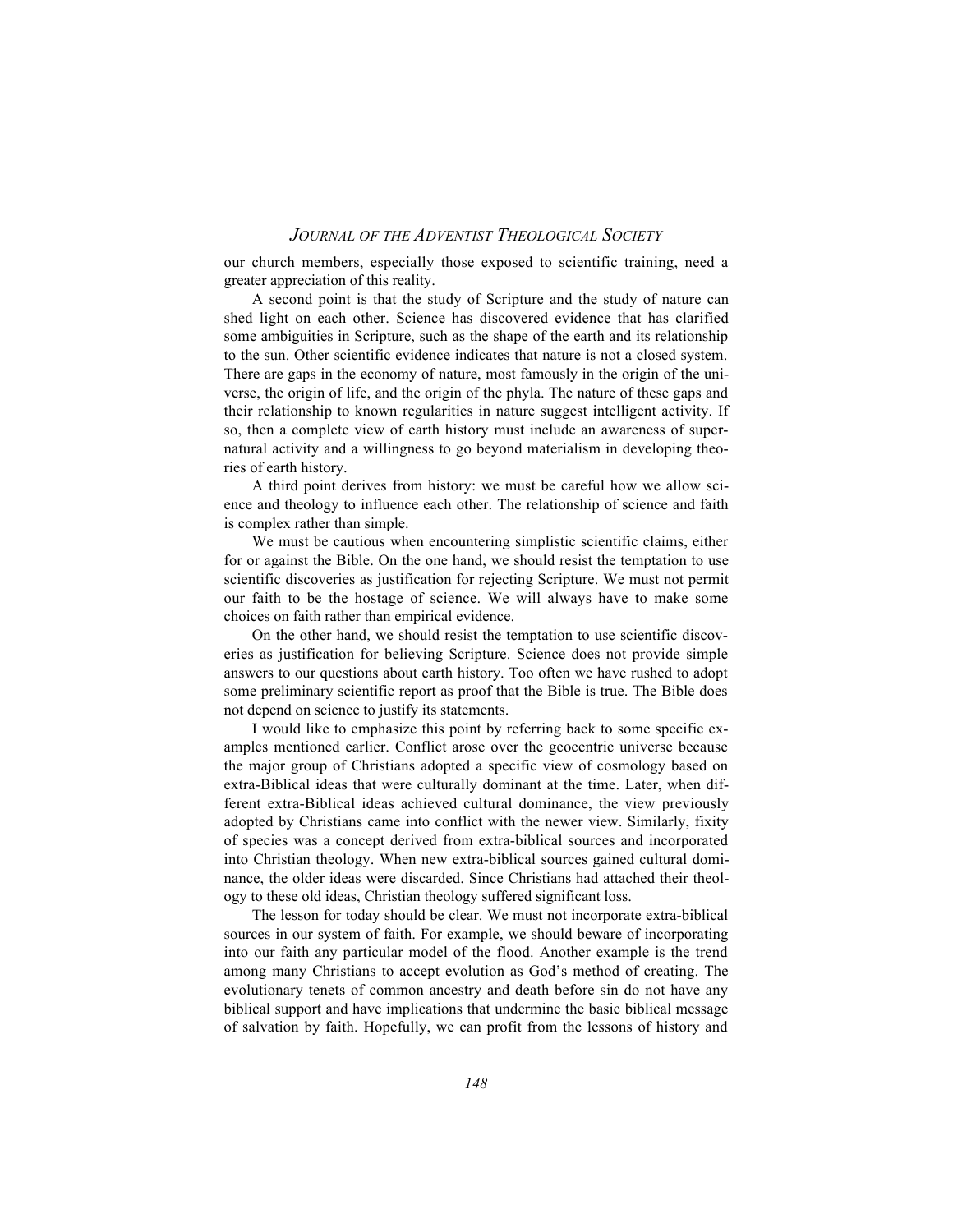our church members, especially those exposed to scientific training, need a greater appreciation of this reality.

A second point is that the study of Scripture and the study of nature can shed light on each other. Science has discovered evidence that has clarified some ambiguities in Scripture, such as the shape of the earth and its relationship to the sun. Other scientific evidence indicates that nature is not a closed system. There are gaps in the economy of nature, most famously in the origin of the universe, the origin of life, and the origin of the phyla. The nature of these gaps and their relationship to known regularities in nature suggest intelligent activity. If so, then a complete view of earth history must include an awareness of supernatural activity and a willingness to go beyond materialism in developing theories of earth history.

A third point derives from history: we must be careful how we allow science and theology to influence each other. The relationship of science and faith is complex rather than simple.

We must be cautious when encountering simplistic scientific claims, either for or against the Bible. On the one hand, we should resist the temptation to use scientific discoveries as justification for rejecting Scripture. We must not permit our faith to be the hostage of science. We will always have to make some choices on faith rather than empirical evidence.

On the other hand, we should resist the temptation to use scientific discoveries as justification for believing Scripture. Science does not provide simple answers to our questions about earth history. Too often we have rushed to adopt some preliminary scientific report as proof that the Bible is true. The Bible does not depend on science to justify its statements.

I would like to emphasize this point by referring back to some specific examples mentioned earlier. Conflict arose over the geocentric universe because the major group of Christians adopted a specific view of cosmology based on extra-Biblical ideas that were culturally dominant at the time. Later, when different extra-Biblical ideas achieved cultural dominance, the view previously adopted by Christians came into conflict with the newer view. Similarly, fixity of species was a concept derived from extra-biblical sources and incorporated into Christian theology. When new extra-biblical sources gained cultural dominance, the older ideas were discarded. Since Christians had attached their theology to these old ideas, Christian theology suffered significant loss.

The lesson for today should be clear. We must not incorporate extra-biblical sources in our system of faith. For example, we should beware of incorporating into our faith any particular model of the flood. Another example is the trend among many Christians to accept evolution as God's method of creating. The evolutionary tenets of common ancestry and death before sin do not have any biblical support and have implications that undermine the basic biblical message of salvation by faith. Hopefully, we can profit from the lessons of history and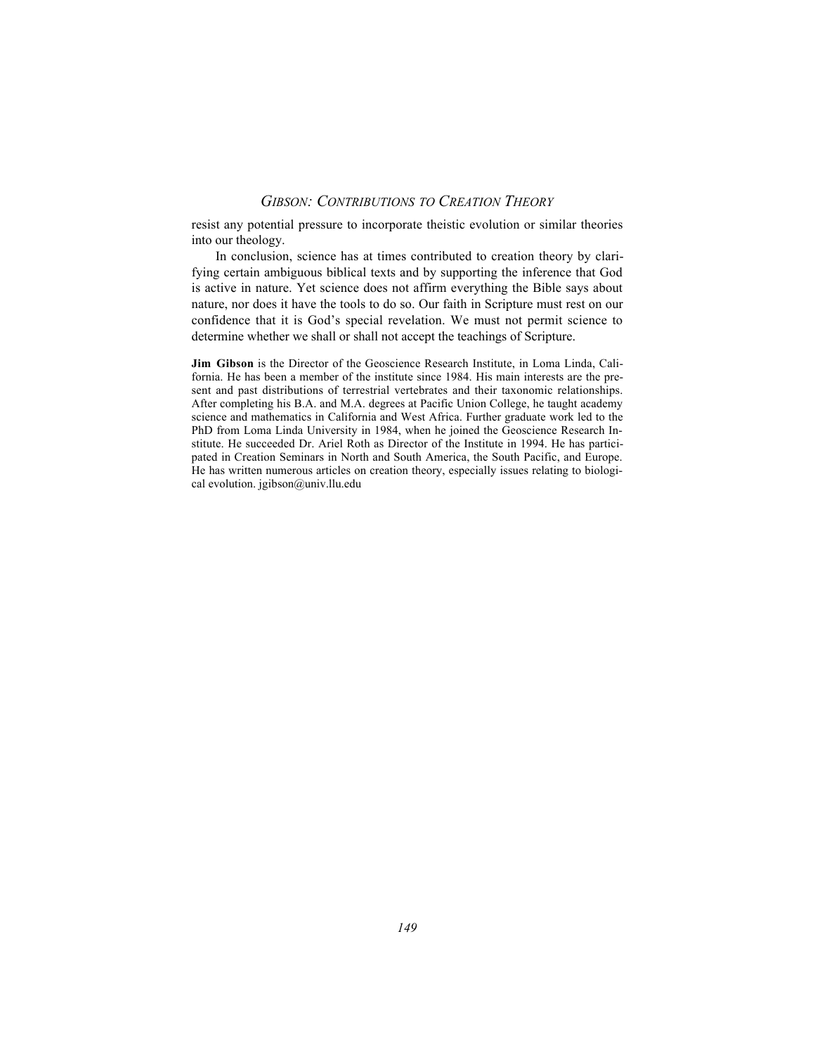resist any potential pressure to incorporate theistic evolution or similar theories into our theology.

In conclusion, science has at times contributed to creation theory by clarifying certain ambiguous biblical texts and by supporting the inference that God is active in nature. Yet science does not affirm everything the Bible says about nature, nor does it have the tools to do so. Our faith in Scripture must rest on our confidence that it is God's special revelation. We must not permit science to determine whether we shall or shall not accept the teachings of Scripture.

**Jim Gibson** is the Director of the Geoscience Research Institute, in Loma Linda, California. He has been a member of the institute since 1984. His main interests are the present and past distributions of terrestrial vertebrates and their taxonomic relationships. After completing his B.A. and M.A. degrees at Pacific Union College, he taught academy science and mathematics in California and West Africa. Further graduate work led to the PhD from Loma Linda University in 1984, when he joined the Geoscience Research Institute. He succeeded Dr. Ariel Roth as Director of the Institute in 1994. He has participated in Creation Seminars in North and South America, the South Pacific, and Europe. He has written numerous articles on creation theory, especially issues relating to biological evolution. jgibson@univ.llu.edu